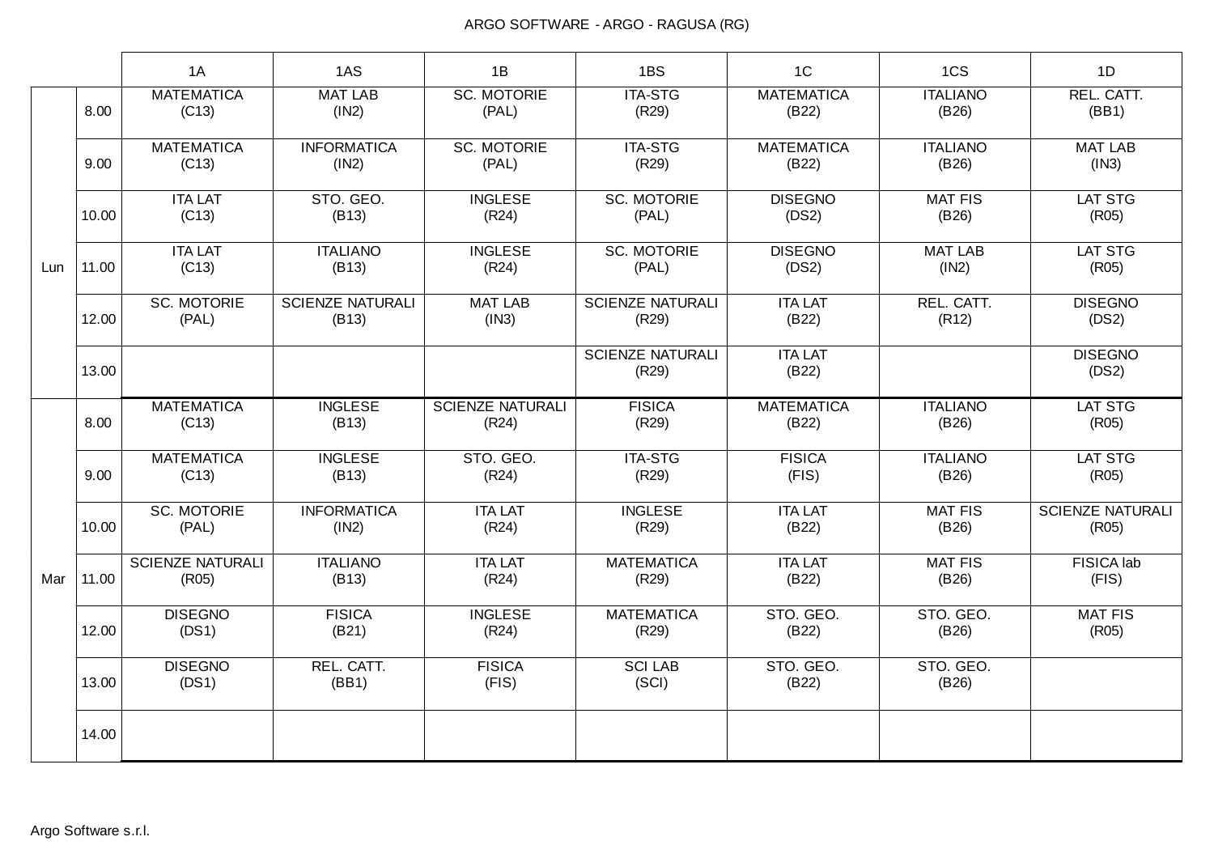ARGO SOFTWARE - ARGO - RAGUSA (RG)

| | | 1A | 1AS | 1B | 1BS | 1C | 1CS | 1D |
|---|---|---|---|---|---|---|---|---|
| Lun | 8.00 | MATEMATICA (C13) | MAT LAB (IN2) | SC. MOTORIE (PAL) | ITA-STG (R29) | MATEMATICA (B22) | ITALIANO (B26) | REL. CATT. (BB1) |
| | 9.00 | MATEMATICA (C13) | INFORMATICA (IN2) | SC. MOTORIE (PAL) | ITA-STG (R29) | MATEMATICA (B22) | ITALIANO (B26) | MAT LAB (IN3) |
| | 10.00 | ITA LAT (C13) | STO. GEO. (B13) | INGLESE (R24) | SC. MOTORIE (PAL) | DISEGNO (DS2) | MAT FIS (B26) | LAT STG (R05) |
| | 11.00 | ITA LAT (C13) | ITALIANO (B13) | INGLESE (R24) | SC. MOTORIE (PAL) | DISEGNO (DS2) | MAT LAB (IN2) | LAT STG (R05) |
| | 12.00 | SC. MOTORIE (PAL) | SCIENZE NATURALI (B13) | MAT LAB (IN3) | SCIENZE NATURALI (R29) | ITA LAT (B22) | REL. CATT. (R12) | DISEGNO (DS2) |
| | 13.00 | | | | SCIENZE NATURALI (R29) | ITA LAT (B22) | | DISEGNO (DS2) |
| Mar | 8.00 | MATEMATICA (C13) | INGLESE (B13) | SCIENZE NATURALI (R24) | FISICA (R29) | MATEMATICA (B22) | ITALIANO (B26) | LAT STG (R05) |
| | 9.00 | MATEMATICA (C13) | INGLESE (B13) | STO. GEO. (R24) | ITA-STG (R29) | FISICA (FIS) | ITALIANO (B26) | LAT STG (R05) |
| | 10.00 | SC. MOTORIE (PAL) | INFORMATICA (IN2) | ITA LAT (R24) | INGLESE (R29) | ITA LAT (B22) | MAT FIS (B26) | SCIENZE NATURALI (R05) |
| | 11.00 | SCIENZE NATURALI (R05) | ITALIANO (B13) | ITA LAT (R24) | MATEMATICA (R29) | ITA LAT (B22) | MAT FIS (B26) | FISICA lab (FIS) |
| | 12.00 | DISEGNO (DS1) | FISICA (B21) | INGLESE (R24) | MATEMATICA (R29) | STO. GEO. (B22) | STO. GEO. (B26) | MAT FIS (R05) |
| | 13.00 | DISEGNO (DS1) | REL. CATT. (BB1) | FISICA (FIS) | SCI LAB (SCI) | STO. GEO. (B22) | STO. GEO. (B26) | |
| | 14.00 | | | | | | | |

Argo Software s.r.l.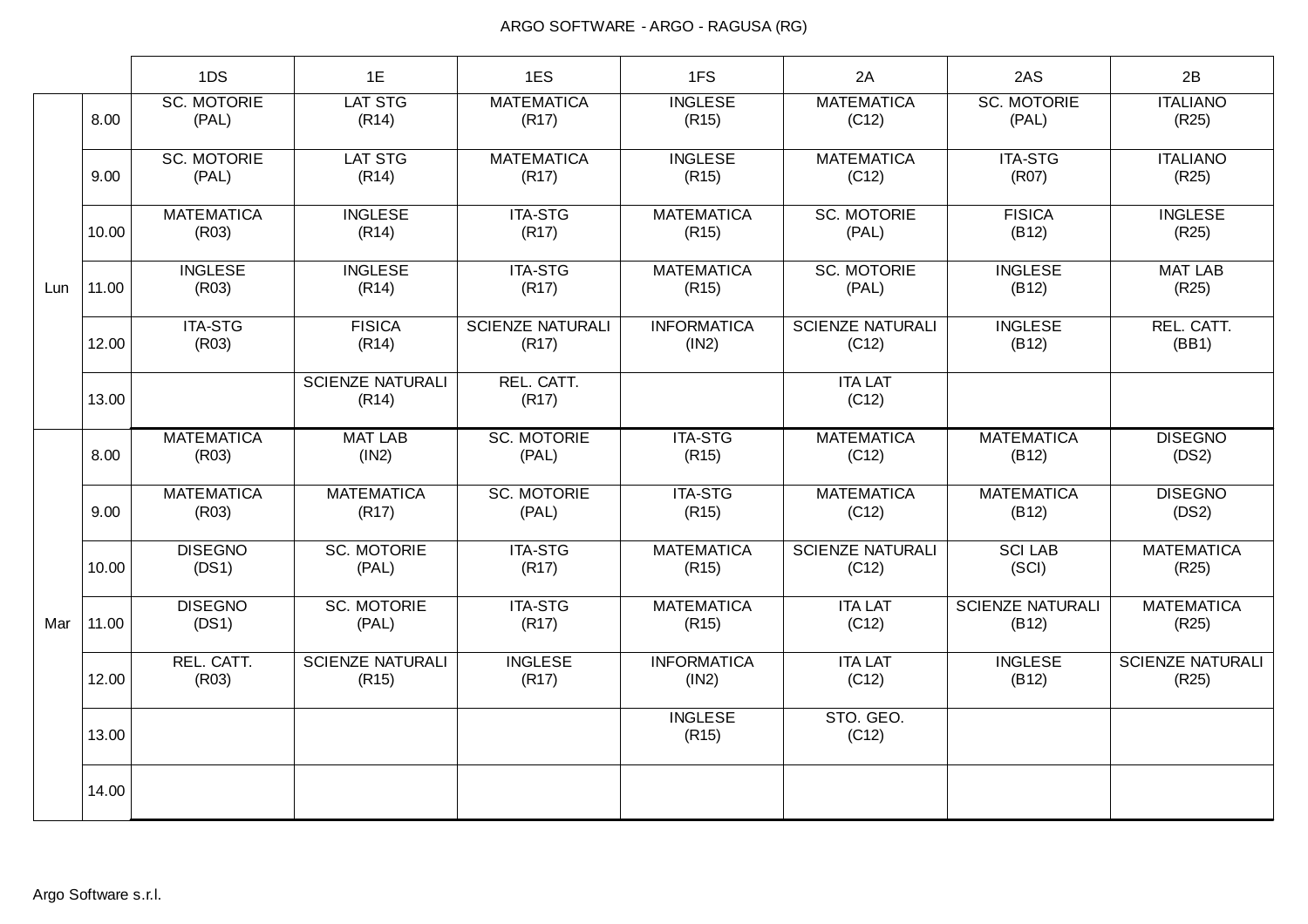ARGO SOFTWARE - ARGO - RAGUSA (RG)

| | | 1DS | 1E | 1ES | 1FS | 2A | 2AS | 2B |
|---|---|---|---|---|---|---|---|---|
| Lun | 8.00 | SC. MOTORIE (PAL) | LAT STG (R14) | MATEMATICA (R17) | INGLESE (R15) | MATEMATICA (C12) | SC. MOTORIE (PAL) | ITALIANO (R25) |
| | 9.00 | SC. MOTORIE (PAL) | LAT STG (R14) | MATEMATICA (R17) | INGLESE (R15) | MATEMATICA (C12) | ITA-STG (R07) | ITALIANO (R25) |
| | 10.00 | MATEMATICA (R03) | INGLESE (R14) | ITA-STG (R17) | MATEMATICA (R15) | SC. MOTORIE (PAL) | FISICA (B12) | INGLESE (R25) |
| | 11.00 | INGLESE (R03) | INGLESE (R14) | ITA-STG (R17) | MATEMATICA (R15) | SC. MOTORIE (PAL) | INGLESE (B12) | MAT LAB (R25) |
| | 12.00 | ITA-STG (R03) | FISICA (R14) | SCIENZE NATURALI (R17) | INFORMATICA (IN2) | SCIENZE NATURALI (C12) | INGLESE (B12) | REL. CATT. (BB1) |
| | 13.00 | | SCIENZE NATURALI (R14) | REL. CATT. (R17) | | ITA LAT (C12) | | |
| Mar | 8.00 | MATEMATICA (R03) | MAT LAB (IN2) | SC. MOTORIE (PAL) | ITA-STG (R15) | MATEMATICA (C12) | MATEMATICA (B12) | DISEGNO (DS2) |
| | 9.00 | MATEMATICA (R03) | MATEMATICA (R17) | SC. MOTORIE (PAL) | ITA-STG (R15) | MATEMATICA (C12) | MATEMATICA (B12) | DISEGNO (DS2) |
| | 10.00 | DISEGNO (DS1) | SC. MOTORIE (PAL) | ITA-STG (R17) | MATEMATICA (R15) | SCIENZE NATURALI (C12) | SCI LAB (SCI) | MATEMATICA (R25) |
| | 11.00 | DISEGNO (DS1) | SC. MOTORIE (PAL) | ITA-STG (R17) | MATEMATICA (R15) | ITA LAT (C12) | SCIENZE NATURALI (B12) | MATEMATICA (R25) |
| | 12.00 | REL. CATT. (R03) | SCIENZE NATURALI (R15) | INGLESE (R17) | INFORMATICA (IN2) | ITA LAT (C12) | INGLESE (B12) | SCIENZE NATURALI (R25) |
| | 13.00 | | | | INGLESE (R15) | STO. GEO. (C12) | | |
| | 14.00 | | | | | | | |

Argo Software s.r.l.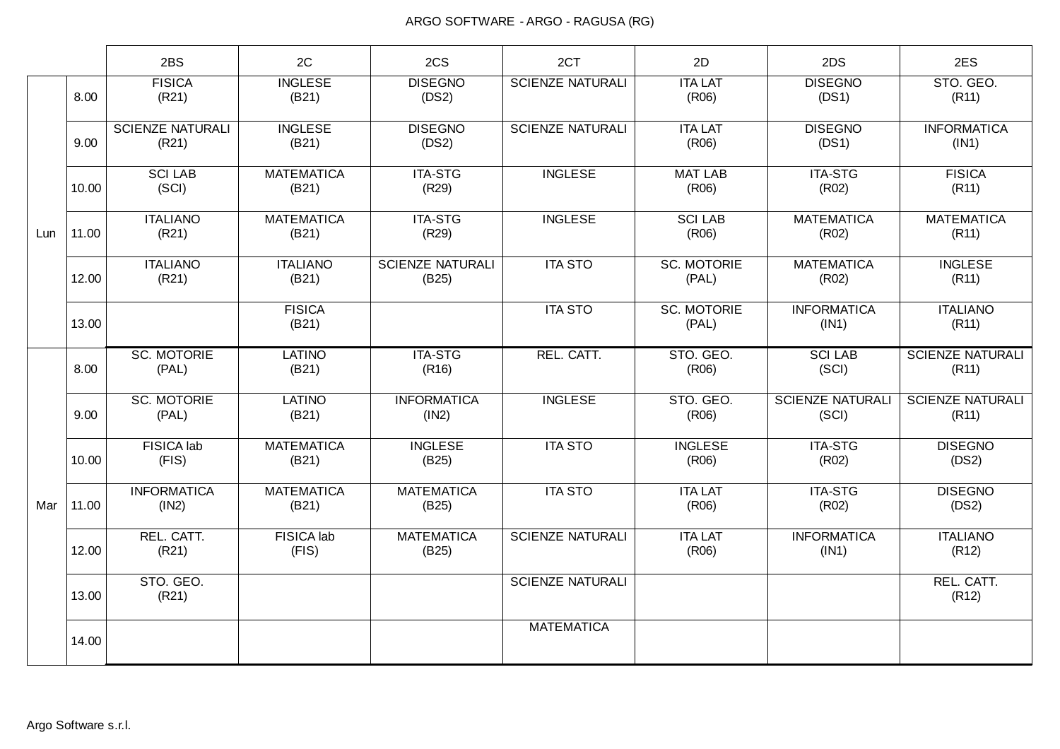ARGO SOFTWARE - ARGO - RAGUSA (RG)

| | | 2BS | 2C | 2CS | 2CT | 2D | 2DS | 2ES |
|---|---|---|---|---|---|---|---|---|
| Lun | 8.00 | FISICA (R21) | INGLESE (B21) | DISEGNO (DS2) | SCIENZE NATURALI | ITA LAT (R06) | DISEGNO (DS1) | STO. GEO. (R11) |
| | 9.00 | SCIENZE NATURALI (R21) | INGLESE (B21) | DISEGNO (DS2) | SCIENZE NATURALI | ITA LAT (R06) | DISEGNO (DS1) | INFORMATICA (IN1) |
| | 10.00 | SCI LAB (SCI) | MATEMATICA (B21) | ITA-STG (R29) | INGLESE | MAT LAB (R06) | ITA-STG (R02) | FISICA (R11) |
| | 11.00 | ITALIANO (R21) | MATEMATICA (B21) | ITA-STG (R29) | INGLESE | SCI LAB (R06) | MATEMATICA (R02) | MATEMATICA (R11) |
| | 12.00 | ITALIANO (R21) | ITALIANO (B21) | SCIENZE NATURALI (B25) | ITA STO | SC. MOTORIE (PAL) | MATEMATICA (R02) | INGLESE (R11) |
| | 13.00 | | FISICA (B21) | | ITA STO | SC. MOTORIE (PAL) | INFORMATICA (IN1) | ITALIANO (R11) |
| Mar | 8.00 | SC. MOTORIE (PAL) | LATINO (B21) | ITA-STG (R16) | REL. CATT. | STO. GEO. (R06) | SCI LAB (SCI) | SCIENZE NATURALI (R11) |
| | 9.00 | SC. MOTORIE (PAL) | LATINO (B21) | INFORMATICA (IN2) | INGLESE | STO. GEO. (R06) | SCIENZE NATURALI (SCI) | SCIENZE NATURALI (R11) |
| | 10.00 | FISICA lab (FIS) | MATEMATICA (B21) | INGLESE (B25) | ITA STO | INGLESE (R06) | ITA-STG (R02) | DISEGNO (DS2) |
| | 11.00 | INFORMATICA (IN2) | MATEMATICA (B21) | MATEMATICA (B25) | ITA STO | ITA LAT (R06) | ITA-STG (R02) | DISEGNO (DS2) |
| | 12.00 | REL. CATT. (R21) | FISICA lab (FIS) | MATEMATICA (B25) | SCIENZE NATURALI | ITA LAT (R06) | INFORMATICA (IN1) | ITALIANO (R12) |
| | 13.00 | STO. GEO. (R21) | | | SCIENZE NATURALI | | | REL. CATT. (R12) |
| | 14.00 | | | | MATEMATICA | | | |

Argo Software s.r.l.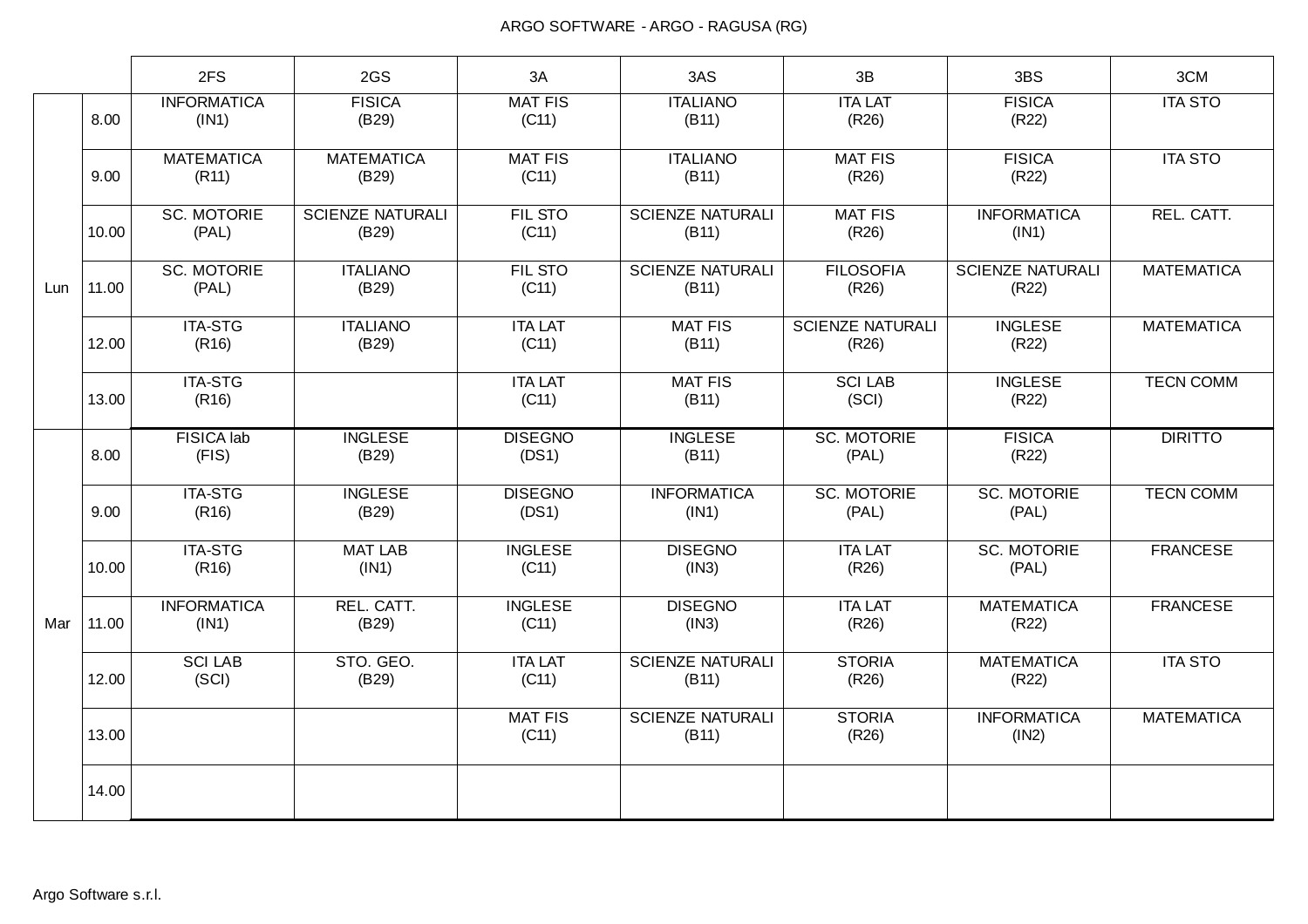ARGO SOFTWARE - ARGO - RAGUSA (RG)

| | | 2FS | 2GS | 3A | 3AS | 3B | 3BS | 3CM |
|---|---|---|---|---|---|---|---|---|
| Lun | 8.00 | INFORMATICA (IN1) | FISICA (B29) | MAT FIS (C11) | ITALIANO (B11) | ITA LAT (R26) | FISICA (R22) | ITA STO |
| | 9.00 | MATEMATICA (R11) | MATEMATICA (B29) | MAT FIS (C11) | ITALIANO (B11) | MAT FIS (R26) | FISICA (R22) | ITA STO |
| | 10.00 | SC. MOTORIE (PAL) | SCIENZE NATURALI (B29) | FIL STO (C11) | SCIENZE NATURALI (B11) | MAT FIS (R26) | INFORMATICA (IN1) | REL. CATT. |
| | 11.00 | SC. MOTORIE (PAL) | ITALIANO (B29) | FIL STO (C11) | SCIENZE NATURALI (B11) | FILOSOFIA (R26) | SCIENZE NATURALI (R22) | MATEMATICA |
| | 12.00 | ITA-STG (R16) | ITALIANO (B29) | ITA LAT (C11) | MAT FIS (B11) | SCIENZE NATURALI (R26) | INGLESE (R22) | MATEMATICA |
| | 13.00 | ITA-STG (R16) | | ITA LAT (C11) | MAT FIS (B11) | SCI LAB (SCI) | INGLESE (R22) | TECN COMM |
| Mar | 8.00 | FISICA lab (FIS) | INGLESE (B29) | DISEGNO (DS1) | INGLESE (B11) | SC. MOTORIE (PAL) | FISICA (R22) | DIRITTO |
| | 9.00 | ITA-STG (R16) | INGLESE (B29) | DISEGNO (DS1) | INFORMATICA (IN1) | SC. MOTORIE (PAL) | SC. MOTORIE (PAL) | TECN COMM |
| | 10.00 | ITA-STG (R16) | MAT LAB (IN1) | INGLESE (C11) | DISEGNO (IN3) | ITA LAT (R26) | SC. MOTORIE (PAL) | FRANCESE |
| | 11.00 | INFORMATICA (IN1) | REL. CATT. (B29) | INGLESE (C11) | DISEGNO (IN3) | ITA LAT (R26) | MATEMATICA (R22) | FRANCESE |
| | 12.00 | SCI LAB (SCI) | STO. GEO. (B29) | ITA LAT (C11) | SCIENZE NATURALI (B11) | STORIA (R26) | MATEMATICA (R22) | ITA STO |
| | 13.00 | | | MAT FIS (C11) | SCIENZE NATURALI (B11) | STORIA (R26) | INFORMATICA (IN2) | MATEMATICA |
| | 14.00 | | | | | | | |

Argo Software s.r.l.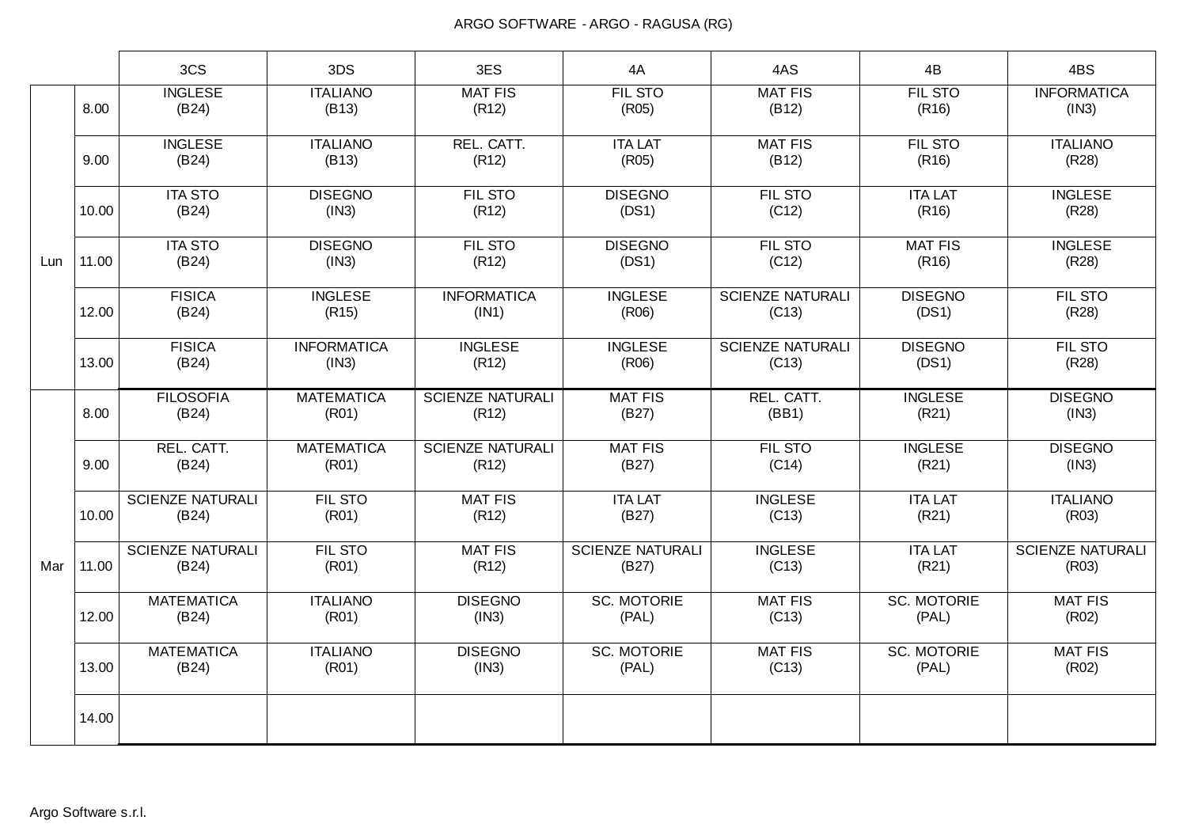ARGO SOFTWARE - ARGO - RAGUSA (RG)

| | | 3CS | 3DS | 3ES | 4A | 4AS | 4B | 4BS |
|---|---|---|---|---|---|---|---|---|
| Lun | 8.00 | INGLESE (B24) | ITALIANO (B13) | MAT FIS (R12) | FIL STO (R05) | MAT FIS (B12) | FIL STO (R16) | INFORMATICA (IN3) |
| | 9.00 | INGLESE (B24) | ITALIANO (B13) | REL. CATT. (R12) | ITA LAT (R05) | MAT FIS (B12) | FIL STO (R16) | ITALIANO (R28) |
| | 10.00 | ITA STO (B24) | DISEGNO (IN3) | FIL STO (R12) | DISEGNO (DS1) | FIL STO (C12) | ITA LAT (R16) | INGLESE (R28) |
| | 11.00 | ITA STO (B24) | DISEGNO (IN3) | FIL STO (R12) | DISEGNO (DS1) | FIL STO (C12) | MAT FIS (R16) | INGLESE (R28) |
| | 12.00 | FISICA (B24) | INGLESE (R15) | INFORMATICA (IN1) | INGLESE (R06) | SCIENZE NATURALI (C13) | DISEGNO (DS1) | FIL STO (R28) |
| | 13.00 | FISICA (B24) | INFORMATICA (IN3) | INGLESE (R12) | INGLESE (R06) | SCIENZE NATURALI (C13) | DISEGNO (DS1) | FIL STO (R28) |
| Mar | 8.00 | FILOSOFIA (B24) | MATEMATICA (R01) | SCIENZE NATURALI (R12) | MAT FIS (B27) | REL. CATT. (BB1) | INGLESE (R21) | DISEGNO (IN3) |
| | 9.00 | REL. CATT. (B24) | MATEMATICA (R01) | SCIENZE NATURALI (R12) | MAT FIS (B27) | FIL STO (C14) | INGLESE (R21) | DISEGNO (IN3) |
| | 10.00 | SCIENZE NATURALI (B24) | FIL STO (R01) | MAT FIS (R12) | ITA LAT (B27) | INGLESE (C13) | ITA LAT (R21) | ITALIANO (R03) |
| | 11.00 | SCIENZE NATURALI (B24) | FIL STO (R01) | MAT FIS (R12) | SCIENZE NATURALI (B27) | INGLESE (C13) | ITA LAT (R21) | SCIENZE NATURALI (R03) |
| | 12.00 | MATEMATICA (B24) | ITALIANO (R01) | DISEGNO (IN3) | SC. MOTORIE (PAL) | MAT FIS (C13) | SC. MOTORIE (PAL) | MAT FIS (R02) |
| | 13.00 | MATEMATICA (B24) | ITALIANO (R01) | DISEGNO (IN3) | SC. MOTORIE (PAL) | MAT FIS (C13) | SC. MOTORIE (PAL) | MAT FIS (R02) |
| | 14.00 | | | | | | | |

Argo Software s.r.l.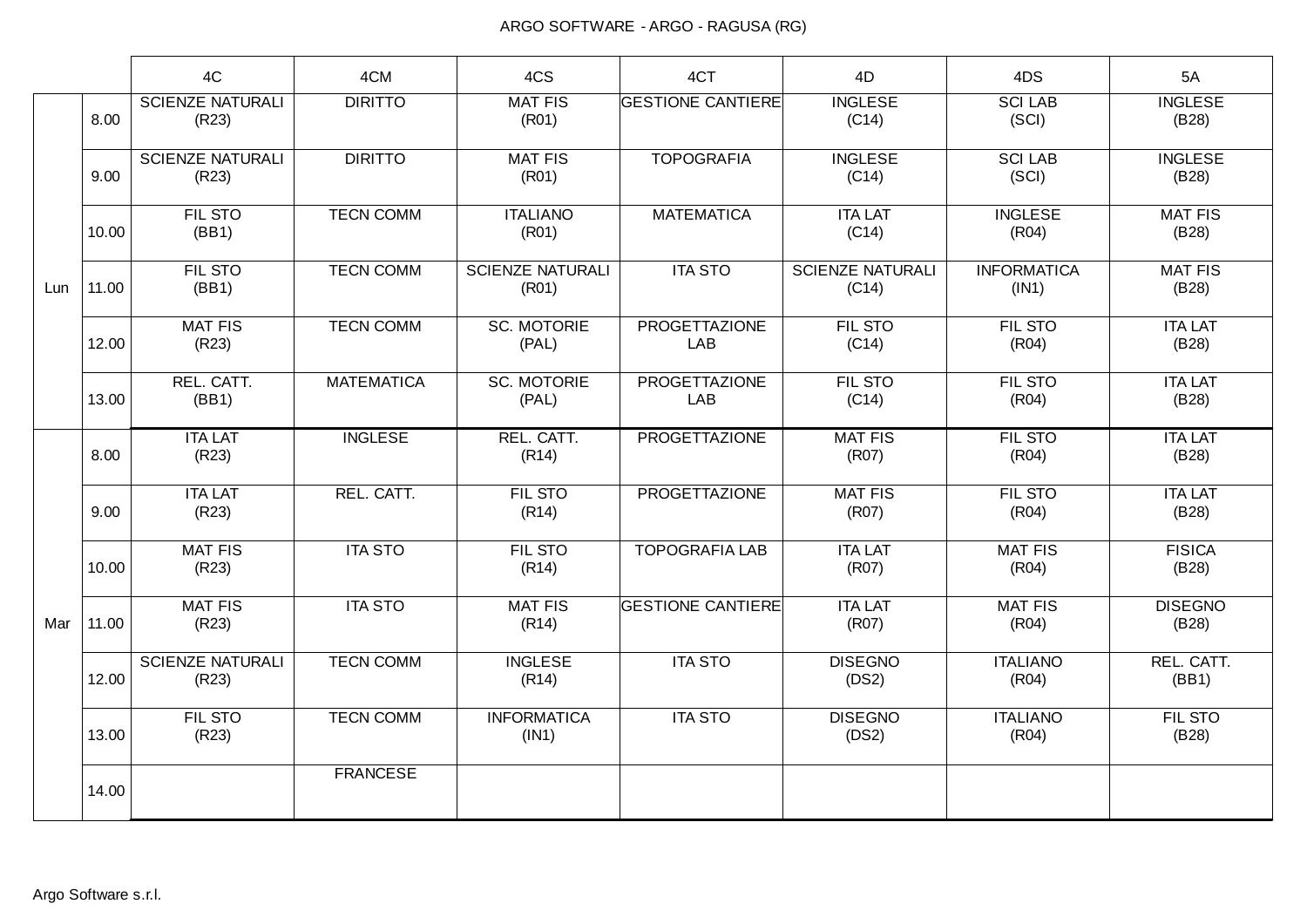ARGO SOFTWARE - ARGO - RAGUSA (RG)

| | | 4C | 4CM | 4CS | 4CT | 4D | 4DS | 5A |
|---|---|---|---|---|---|---|---|---|
| Lun | 8.00 | SCIENZE NATURALI (R23) | DIRITTO | MAT FIS (R01) | GESTIONE CANTIERE | INGLESE (C14) | SCI LAB (SCI) | INGLESE (B28) |
| | 9.00 | SCIENZE NATURALI (R23) | DIRITTO | MAT FIS (R01) | TOPOGRAFIA | INGLESE (C14) | SCI LAB (SCI) | INGLESE (B28) |
| | 10.00 | FIL STO (BB1) | TECN COMM | ITALIANO (R01) | MATEMATICA | ITA LAT (C14) | INGLESE (R04) | MAT FIS (B28) |
| | 11.00 | FIL STO (BB1) | TECN COMM | SCIENZE NATURALI (R01) | ITA STO | SCIENZE NATURALI (C14) | INFORMATICA (IN1) | MAT FIS (B28) |
| | 12.00 | MAT FIS (R23) | TECN COMM | SC. MOTORIE (PAL) | PROGETTAZIONE LAB | FIL STO (C14) | FIL STO (R04) | ITA LAT (B28) |
| | 13.00 | REL. CATT. (BB1) | MATEMATICA | SC. MOTORIE (PAL) | PROGETTAZIONE LAB | FIL STO (C14) | FIL STO (R04) | ITA LAT (B28) |
| Mar | 8.00 | ITA LAT (R23) | INGLESE | REL. CATT. (R14) | PROGETTAZIONE | MAT FIS (R07) | FIL STO (R04) | ITA LAT (B28) |
| | 9.00 | ITA LAT (R23) | REL. CATT. | FIL STO (R14) | PROGETTAZIONE | MAT FIS (R07) | FIL STO (R04) | ITA LAT (B28) |
| | 10.00 | MAT FIS (R23) | ITA STO | FIL STO (R14) | TOPOGRAFIA LAB | ITA LAT (R07) | MAT FIS (R04) | FISICA (B28) |
| | 11.00 | MAT FIS (R23) | ITA STO | MAT FIS (R14) | GESTIONE CANTIERE | ITA LAT (R07) | MAT FIS (R04) | DISEGNO (B28) |
| | 12.00 | SCIENZE NATURALI (R23) | TECN COMM | INGLESE (R14) | ITA STO | DISEGNO (DS2) | ITALIANO (R04) | REL. CATT. (BB1) |
| | 13.00 | FIL STO (R23) | TECN COMM | INFORMATICA (IN1) | ITA STO | DISEGNO (DS2) | ITALIANO (R04) | FIL STO (B28) |
| | 14.00 | | FRANCESE | | | | | |

Argo Software s.r.l.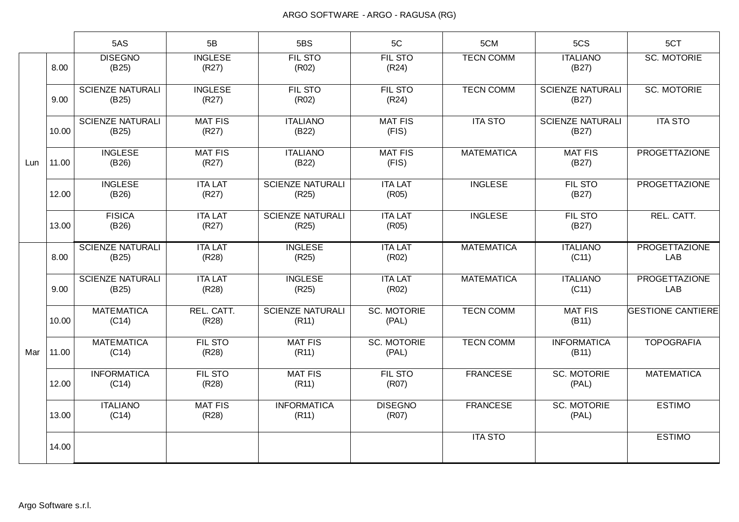ARGO SOFTWARE - ARGO - RAGUSA (RG)

| | | 5AS | 5B | 5BS | 5C | 5CM | 5CS | 5CT |
|---|---|---|---|---|---|---|---|---|
| Lun | 8.00 | DISEGNO (B25) | INGLESE (R27) | FIL STO (R02) | FIL STO (R24) | TECN COMM | ITALIANO (B27) | SC. MOTORIE |
| | 9.00 | SCIENZE NATURALI (B25) | INGLESE (R27) | FIL STO (R02) | FIL STO (R24) | TECN COMM | SCIENZE NATURALI (B27) | SC. MOTORIE |
| | 10.00 | SCIENZE NATURALI (B25) | MAT FIS (R27) | ITALIANO (B22) | MAT FIS (FIS) | ITA STO | SCIENZE NATURALI (B27) | ITA STO |
| | 11.00 | INGLESE (B26) | MAT FIS (R27) | ITALIANO (B22) | MAT FIS (FIS) | MATEMATICA | MAT FIS (B27) | PROGETTAZIONE |
| | 12.00 | INGLESE (B26) | ITA LAT (R27) | SCIENZE NATURALI (R25) | ITA LAT (R05) | INGLESE | FIL STO (B27) | PROGETTAZIONE |
| | 13.00 | FISICA (B26) | ITA LAT (R27) | SCIENZE NATURALI (R25) | ITA LAT (R05) | INGLESE | FIL STO (B27) | REL. CATT. |
| Mar | 8.00 | SCIENZE NATURALI (B25) | ITA LAT (R28) | INGLESE (R25) | ITA LAT (R02) | MATEMATICA | ITALIANO (C11) | PROGETTAZIONE LAB |
| | 9.00 | SCIENZE NATURALI (B25) | ITA LAT (R28) | INGLESE (R25) | ITA LAT (R02) | MATEMATICA | ITALIANO (C11) | PROGETTAZIONE LAB |
| | 10.00 | MATEMATICA (C14) | REL. CATT. (R28) | SCIENZE NATURALI (R11) | SC. MOTORIE (PAL) | TECN COMM | MAT FIS (B11) | GESTIONE CANTIERE |
| | 11.00 | MATEMATICA (C14) | FIL STO (R28) | MAT FIS (R11) | SC. MOTORIE (PAL) | TECN COMM | INFORMATICA (B11) | TOPOGRAFIA |
| | 12.00 | INFORMATICA (C14) | FIL STO (R28) | MAT FIS (R11) | FIL STO (R07) | FRANCESE | SC. MOTORIE (PAL) | MATEMATICA |
| | 13.00 | ITALIANO (C14) | MAT FIS (R28) | INFORMATICA (R11) | DISEGNO (R07) | FRANCESE | SC. MOTORIE (PAL) | ESTIMO |
| | 14.00 | | | | | ITA STO | | ESTIMO |

Argo Software s.r.l.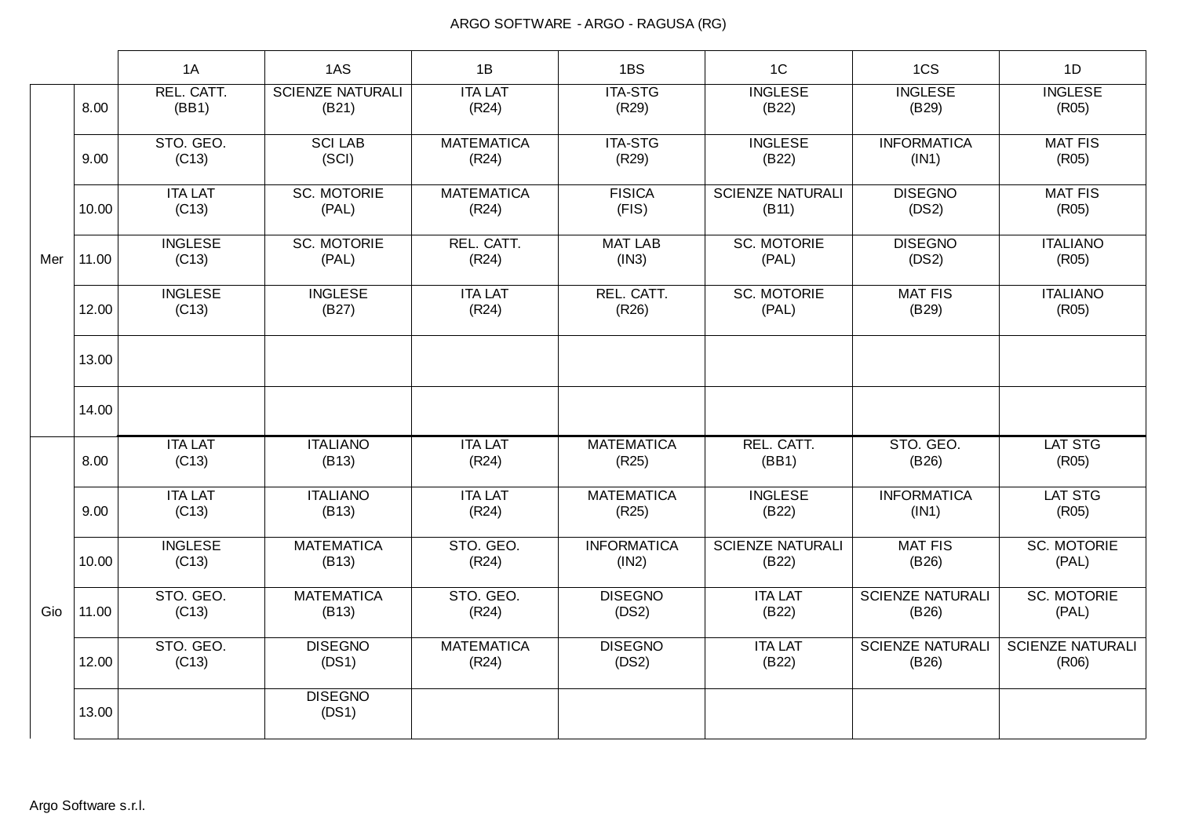ARGO SOFTWARE - ARGO - RAGUSA (RG)

| | | 1A | 1AS | 1B | 1BS | 1C | 1CS | 1D |
|---|---|---|---|---|---|---|---|---|
| Mer | 8.00 | REL. CATT. (BB1) | SCIENZE NATURALI (B21) | ITA LAT (R24) | ITA-STG (R29) | INGLESE (B22) | INGLESE (B29) | INGLESE (R05) |
| | 9.00 | STO. GEO. (C13) | SCI LAB (SCI) | MATEMATICA (R24) | ITA-STG (R29) | INGLESE (B22) | INFORMATICA (IN1) | MAT FIS (R05) |
| | 10.00 | ITA LAT (C13) | SC. MOTORIE (PAL) | MATEMATICA (R24) | FISICA (FIS) | SCIENZE NATURALI (B11) | DISEGNO (DS2) | MAT FIS (R05) |
| | 11.00 | INGLESE (C13) | SC. MOTORIE (PAL) | REL. CATT. (R24) | MAT LAB (IN3) | SC. MOTORIE (PAL) | DISEGNO (DS2) | ITALIANO (R05) |
| | 12.00 | INGLESE (C13) | INGLESE (B27) | ITA LAT (R24) | REL. CATT. (R26) | SC. MOTORIE (PAL) | MAT FIS (B29) | ITALIANO (R05) |
| | 13.00 | | | | | | | |
| | 14.00 | | | | | | | |
| Gio | 8.00 | ITA LAT (C13) | ITALIANO (B13) | ITA LAT (R24) | MATEMATICA (R25) | REL. CATT. (BB1) | STO. GEO. (B26) | LAT STG (R05) |
| | 9.00 | ITA LAT (C13) | ITALIANO (B13) | ITA LAT (R24) | MATEMATICA (R25) | INGLESE (B22) | INFORMATICA (IN1) | LAT STG (R05) |
| | 10.00 | INGLESE (C13) | MATEMATICA (B13) | STO. GEO. (R24) | INFORMATICA (IN2) | SCIENZE NATURALI (B22) | MAT FIS (B26) | SC. MOTORIE (PAL) |
| | 11.00 | STO. GEO. (C13) | MATEMATICA (B13) | STO. GEO. (R24) | DISEGNO (DS2) | ITA LAT (B22) | SCIENZE NATURALI (B26) | SC. MOTORIE (PAL) |
| | 12.00 | STO. GEO. (C13) | DISEGNO (DS1) | MATEMATICA (R24) | DISEGNO (DS2) | ITA LAT (B22) | SCIENZE NATURALI (B26) | SCIENZE NATURALI (R06) |
| | 13.00 | | DISEGNO (DS1) | | | | | |

Argo Software s.r.l.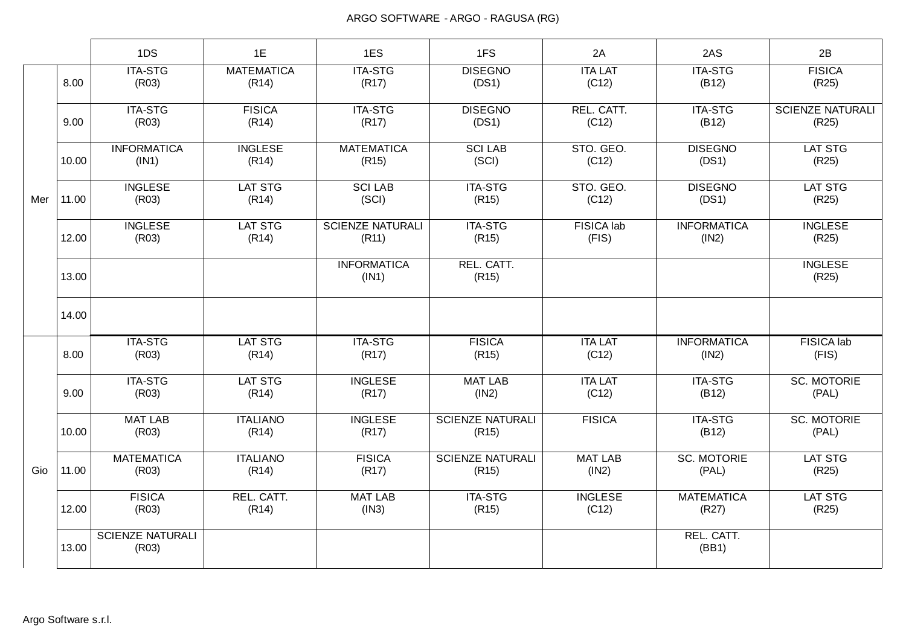ARGO SOFTWARE - ARGO - RAGUSA (RG)

| | | 1DS | 1E | 1ES | 1FS | 2A | 2AS | 2B |
|---|---|---|---|---|---|---|---|---|
| Mer | 8.00 | ITA-STG (R03) | MATEMATICA (R14) | ITA-STG (R17) | DISEGNO (DS1) | ITA LAT (C12) | ITA-STG (B12) | FISICA (R25) |
| | 9.00 | ITA-STG (R03) | FISICA (R14) | ITA-STG (R17) | DISEGNO (DS1) | REL. CATT. (C12) | ITA-STG (B12) | SCIENZE NATURALI (R25) |
| | 10.00 | INFORMATICA (IN1) | INGLESE (R14) | MATEMATICA (R15) | SCI LAB (SCI) | STO. GEO. (C12) | DISEGNO (DS1) | LAT STG (R25) |
| | 11.00 | INGLESE (R03) | LAT STG (R14) | SCI LAB (SCI) | ITA-STG (R15) | STO. GEO. (C12) | DISEGNO (DS1) | LAT STG (R25) |
| | 12.00 | INGLESE (R03) | LAT STG (R14) | SCIENZE NATURALI (R11) | ITA-STG (R15) | FISICA lab (FIS) | INFORMATICA (IN2) | INGLESE (R25) |
| | 13.00 | | | INFORMATICA (IN1) | REL. CATT. (R15) | | | INGLESE (R25) |
| | 14.00 | | | | | | | |
| Gio | 8.00 | ITA-STG (R03) | LAT STG (R14) | ITA-STG (R17) | FISICA (R15) | ITA LAT (C12) | INFORMATICA (IN2) | FISICA lab (FIS) |
| | 9.00 | ITA-STG (R03) | LAT STG (R14) | INGLESE (R17) | MAT LAB (IN2) | ITA LAT (C12) | ITA-STG (B12) | SC. MOTORIE (PAL) |
| | 10.00 | MAT LAB (R03) | ITALIANO (R14) | INGLESE (R17) | SCIENZE NATURALI (R15) | FISICA | ITA-STG (B12) | SC. MOTORIE (PAL) |
| | 11.00 | MATEMATICA (R03) | ITALIANO (R14) | FISICA (R17) | SCIENZE NATURALI (R15) | MAT LAB (IN2) | SC. MOTORIE (PAL) | LAT STG (R25) |
| | 12.00 | FISICA (R03) | REL. CATT. (R14) | MAT LAB (IN3) | ITA-STG (R15) | INGLESE (C12) | MATEMATICA (R27) | LAT STG (R25) |
| | 13.00 | SCIENZE NATURALI (R03) | | | | | REL. CATT. (BB1) | |

Argo Software s.r.l.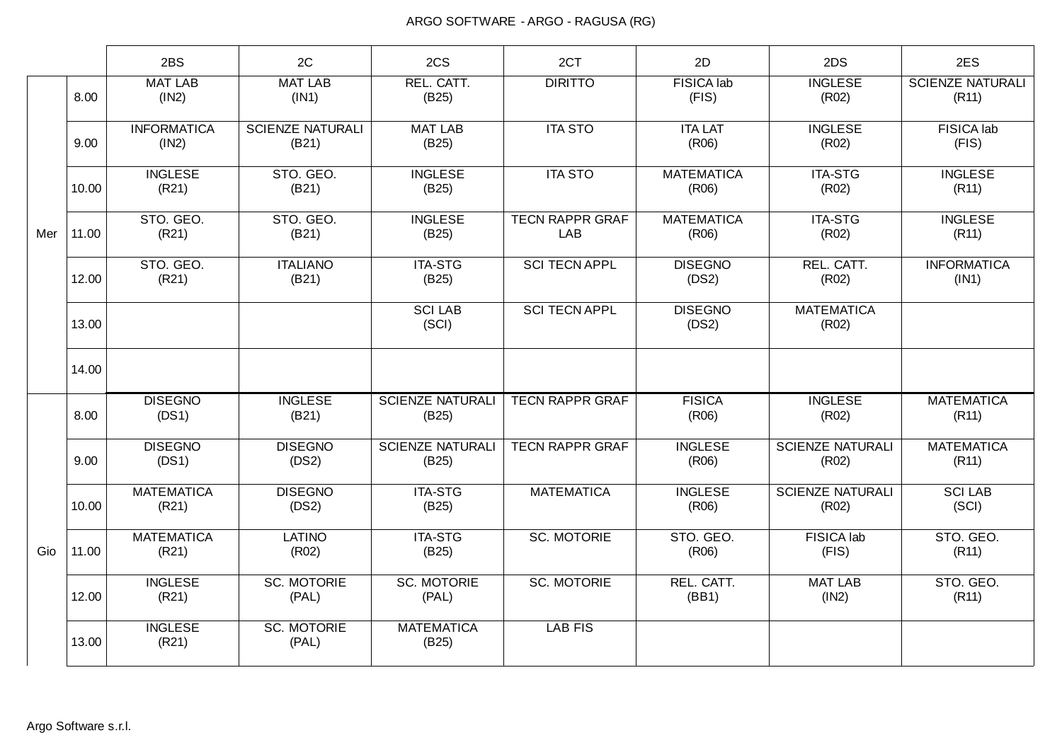ARGO SOFTWARE - ARGO - RAGUSA (RG)

| | | 2BS | 2C | 2CS | 2CT | 2D | 2DS | 2ES |
|---|---|---|---|---|---|---|---|---|
| Mer | 8.00 | MAT LAB (IN2) | MAT LAB (IN1) | REL. CATT. (B25) | DIRITTO | FISICA lab (FIS) | INGLESE (R02) | SCIENZE NATURALI (R11) |
| | 9.00 | INFORMATICA (IN2) | SCIENZE NATURALI (B21) | MAT LAB (B25) | ITA STO | ITA LAT (R06) | INGLESE (R02) | FISICA lab (FIS) |
| | 10.00 | INGLESE (R21) | STO. GEO. (B21) | INGLESE (B25) | ITA STO | MATEMATICA (R06) | ITA-STG (R02) | INGLESE (R11) |
| | 11.00 | STO. GEO. (R21) | STO. GEO. (B21) | INGLESE (B25) | TECN RAPPR GRAF LAB | MATEMATICA (R06) | ITA-STG (R02) | INGLESE (R11) |
| | 12.00 | STO. GEO. (R21) | ITALIANO (B21) | ITA-STG (B25) | SCI TECN APPL | DISEGNO (DS2) | REL. CATT. (R02) | INFORMATICA (IN1) |
| | 13.00 | | | SCI LAB (SCI) | SCI TECN APPL | DISEGNO (DS2) | MATEMATICA (R02) | |
| | 14.00 | | | | | | | |
| Gio | 8.00 | DISEGNO (DS1) | INGLESE (B21) | SCIENZE NATURALI (B25) | TECN RAPPR GRAF | FISICA (R06) | INGLESE (R02) | MATEMATICA (R11) |
| | 9.00 | DISEGNO (DS1) | DISEGNO (DS2) | SCIENZE NATURALI (B25) | TECN RAPPR GRAF | INGLESE (R06) | SCIENZE NATURALI (R02) | MATEMATICA (R11) |
| | 10.00 | MATEMATICA (R21) | DISEGNO (DS2) | ITA-STG (B25) | MATEMATICA | INGLESE (R06) | SCIENZE NATURALI (R02) | SCI LAB (SCI) |
| | 11.00 | MATEMATICA (R21) | LATINO (R02) | ITA-STG (B25) | SC. MOTORIE | STO. GEO. (R06) | FISICA lab (FIS) | STO. GEO. (R11) |
| | 12.00 | INGLESE (R21) | SC. MOTORIE (PAL) | SC. MOTORIE (PAL) | SC. MOTORIE | REL. CATT. (BB1) | MAT LAB (IN2) | STO. GEO. (R11) |
| | 13.00 | INGLESE (R21) | SC. MOTORIE (PAL) | MATEMATICA (B25) | LAB FIS | | | |

Argo Software s.r.l.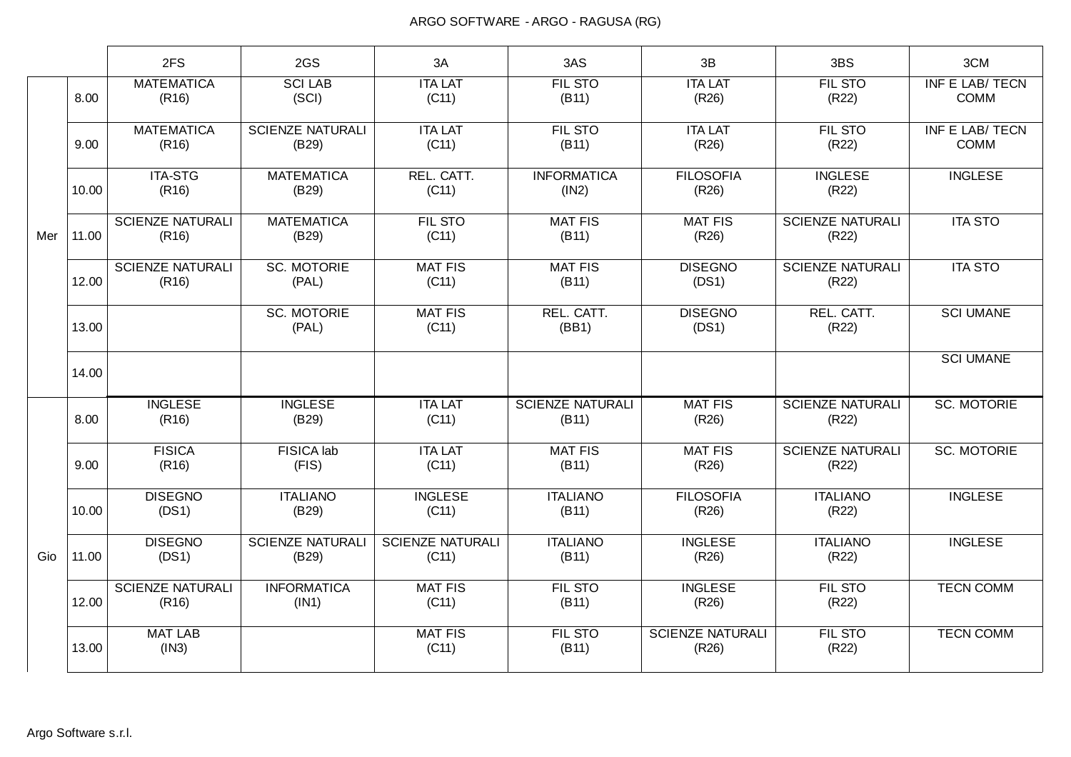ARGO SOFTWARE - ARGO - RAGUSA (RG)

| | | 2FS | 2GS | 3A | 3AS | 3B | 3BS | 3CM |
|---|---|---|---|---|---|---|---|---|
| Mer | 8.00 | MATEMATICA (R16) | SCI LAB (SCI) | ITA LAT (C11) | FIL STO (B11) | ITA LAT (R26) | FIL STO (R22) | INF E LAB/ TECN COMM |
| | 9.00 | MATEMATICA (R16) | SCIENZE NATURALI (B29) | ITA LAT (C11) | FIL STO (B11) | ITA LAT (R26) | FIL STO (R22) | INF E LAB/ TECN COMM |
| | 10.00 | ITA-STG (R16) | MATEMATICA (B29) | REL. CATT. (C11) | INFORMATICA (IN2) | FILOSOFIA (R26) | INGLESE (R22) | INGLESE |
| | 11.00 | SCIENZE NATURALI (R16) | MATEMATICA (B29) | FIL STO (C11) | MAT FIS (B11) | MAT FIS (R26) | SCIENZE NATURALI (R22) | ITA STO |
| | 12.00 | SCIENZE NATURALI (R16) | SC. MOTORIE (PAL) | MAT FIS (C11) | MAT FIS (B11) | DISEGNO (DS1) | SCIENZE NATURALI (R22) | ITA STO |
| | 13.00 | | SC. MOTORIE (PAL) | MAT FIS (C11) | REL. CATT. (BB1) | DISEGNO (DS1) | REL. CATT. (R22) | SCI UMANE |
| | 14.00 | | | | | | | SCI UMANE |
| Gio | 8.00 | INGLESE (R16) | INGLESE (B29) | ITA LAT (C11) | SCIENZE NATURALI (B11) | MAT FIS (R26) | SCIENZE NATURALI (R22) | SC. MOTORIE |
| | 9.00 | FISICA (R16) | FISICA lab (FIS) | ITA LAT (C11) | MAT FIS (B11) | MAT FIS (R26) | SCIENZE NATURALI (R22) | SC. MOTORIE |
| | 10.00 | DISEGNO (DS1) | ITALIANO (B29) | INGLESE (C11) | ITALIANO (B11) | FILOSOFIA (R26) | ITALIANO (R22) | INGLESE |
| | 11.00 | DISEGNO (DS1) | SCIENZE NATURALI (B29) | SCIENZE NATURALI (C11) | ITALIANO (B11) | INGLESE (R26) | ITALIANO (R22) | INGLESE |
| | 12.00 | SCIENZE NATURALI (R16) | INFORMATICA (IN1) | MAT FIS (C11) | FIL STO (B11) | INGLESE (R26) | FIL STO (R22) | TECN COMM |
| | 13.00 | MAT LAB (IN3) | | MAT FIS (C11) | FIL STO (B11) | SCIENZE NATURALI (R26) | FIL STO (R22) | TECN COMM |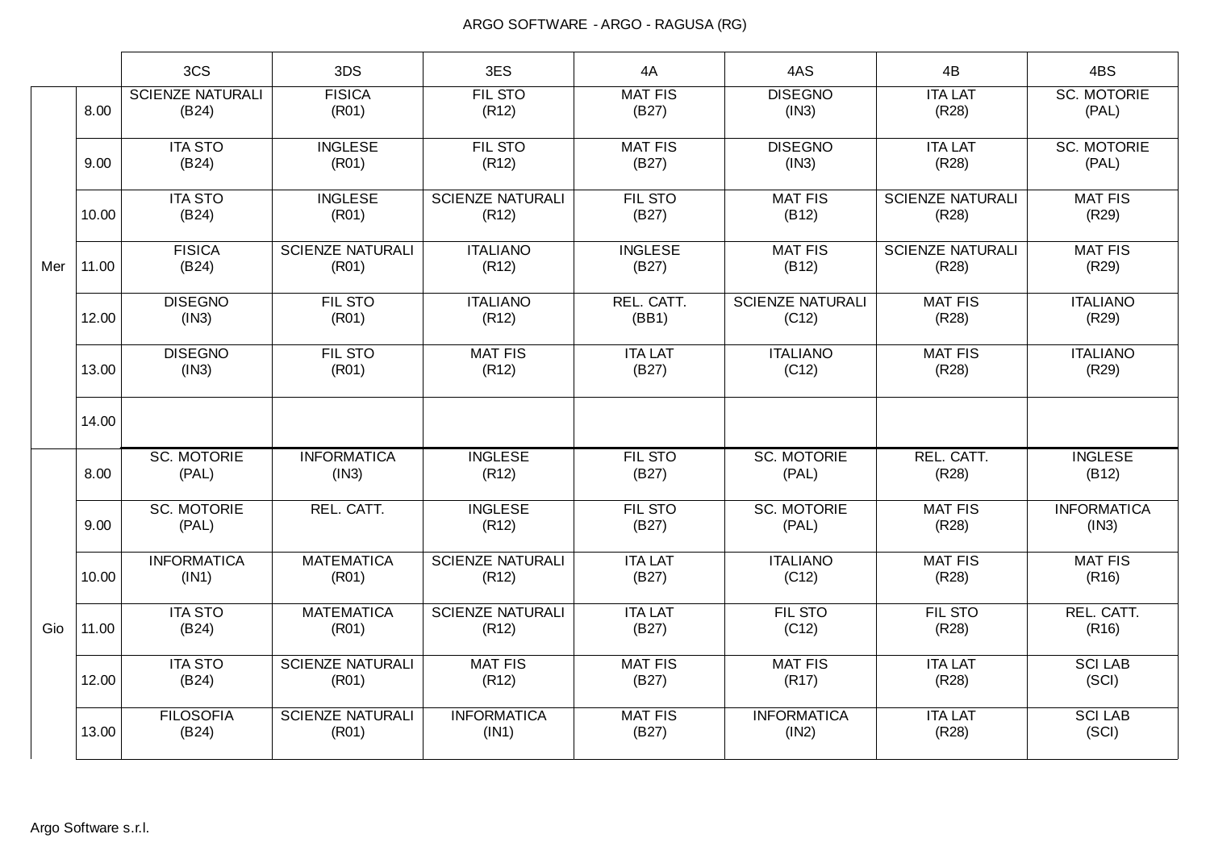ARGO SOFTWARE - ARGO - RAGUSA (RG)

| | | 3CS | 3DS | 3ES | 4A | 4AS | 4B | 4BS |
|---|---|---|---|---|---|---|---|---|
| Mer | 8.00 | SCIENZE NATURALI (B24) | FISICA (R01) | FIL STO (R12) | MAT FIS (B27) | DISEGNO (IN3) | ITA LAT (R28) | SC. MOTORIE (PAL) |
| | 9.00 | ITA STO (B24) | INGLESE (R01) | FIL STO (R12) | MAT FIS (B27) | DISEGNO (IN3) | ITA LAT (R28) | SC. MOTORIE (PAL) |
| | 10.00 | ITA STO (B24) | INGLESE (R01) | SCIENZE NATURALI (R12) | FIL STO (B27) | MAT FIS (B12) | SCIENZE NATURALI (R28) | MAT FIS (R29) |
| | 11.00 | FISICA (B24) | SCIENZE NATURALI (R01) | ITALIANO (R12) | INGLESE (B27) | MAT FIS (B12) | SCIENZE NATURALI (R28) | MAT FIS (R29) |
| | 12.00 | DISEGNO (IN3) | FIL STO (R01) | ITALIANO (R12) | REL. CATT. (BB1) | SCIENZE NATURALI (C12) | MAT FIS (R28) | ITALIANO (R29) |
| | 13.00 | DISEGNO (IN3) | FIL STO (R01) | MAT FIS (R12) | ITA LAT (B27) | ITALIANO (C12) | MAT FIS (R28) | ITALIANO (R29) |
| | 14.00 | | | | | | | |
| Gio | 8.00 | SC. MOTORIE (PAL) | INFORMATICA (IN3) | INGLESE (R12) | FIL STO (B27) | SC. MOTORIE (PAL) | REL. CATT. (R28) | INGLESE (B12) |
| | 9.00 | SC. MOTORIE (PAL) | REL. CATT. | INGLESE (R12) | FIL STO (B27) | SC. MOTORIE (PAL) | MAT FIS (R28) | INFORMATICA (IN3) |
| | 10.00 | INFORMATICA (IN1) | MATEMATICA (R01) | SCIENZE NATURALI (R12) | ITA LAT (B27) | ITALIANO (C12) | MAT FIS (R28) | MAT FIS (R16) |
| | 11.00 | ITA STO (B24) | MATEMATICA (R01) | SCIENZE NATURALI (R12) | ITA LAT (B27) | FIL STO (C12) | FIL STO (R28) | REL. CATT. (R16) |
| | 12.00 | ITA STO (B24) | SCIENZE NATURALI (R01) | MAT FIS (R12) | MAT FIS (B27) | MAT FIS (R17) | ITA LAT (R28) | SCI LAB (SCI) |
| | 13.00 | FILOSOFIA (B24) | SCIENZE NATURALI (R01) | INFORMATICA (IN1) | MAT FIS (B27) | INFORMATICA (IN2) | ITA LAT (R28) | SCI LAB (SCI) |

Argo Software s.r.l.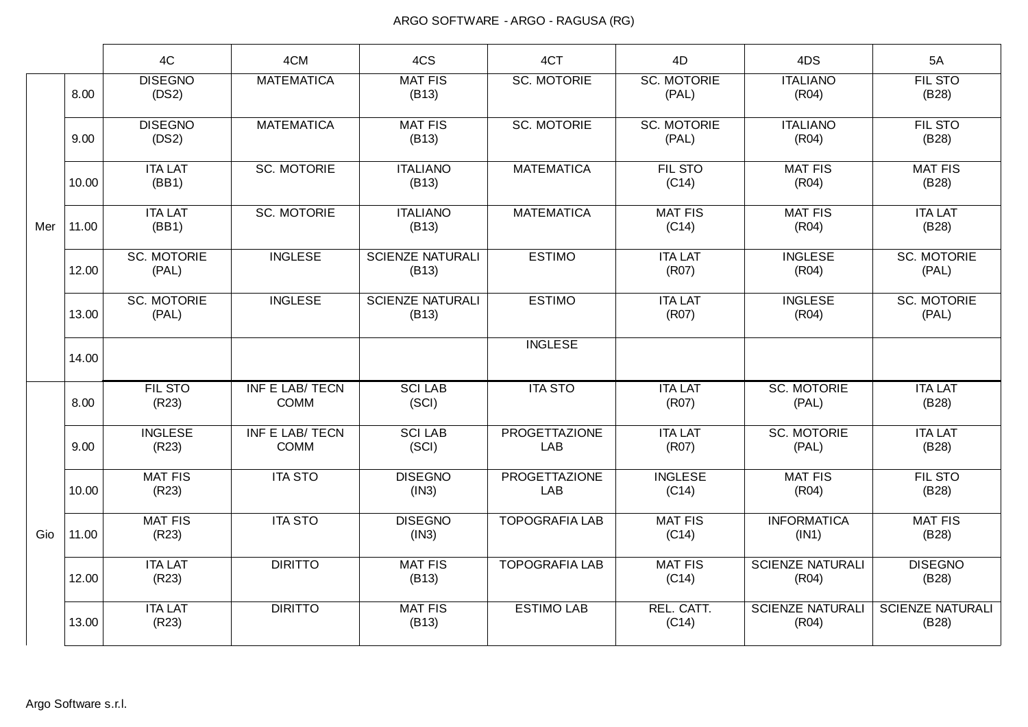ARGO SOFTWARE - ARGO - RAGUSA (RG)

| | | 4C | 4CM | 4CS | 4CT | 4D | 4DS | 5A |
|---|---|---|---|---|---|---|---|---|
| Mer | 8.00 | DISEGNO (DS2) | MATEMATICA | MAT FIS (B13) | SC. MOTORIE | SC. MOTORIE (PAL) | ITALIANO (R04) | FIL STO (B28) |
| | 9.00 | DISEGNO (DS2) | MATEMATICA | MAT FIS (B13) | SC. MOTORIE | SC. MOTORIE (PAL) | ITALIANO (R04) | FIL STO (B28) |
| | 10.00 | ITA LAT (BB1) | SC. MOTORIE | ITALIANO (B13) | MATEMATICA | FIL STO (C14) | MAT FIS (R04) | MAT FIS (B28) |
| | 11.00 | ITA LAT (BB1) | SC. MOTORIE | ITALIANO (B13) | MATEMATICA | MAT FIS (C14) | MAT FIS (R04) | ITA LAT (B28) |
| | 12.00 | SC. MOTORIE (PAL) | INGLESE | SCIENZE NATURALI (B13) | ESTIMO | ITA LAT (R07) | INGLESE (R04) | SC. MOTORIE (PAL) |
| | 13.00 | SC. MOTORIE (PAL) | INGLESE | SCIENZE NATURALI (B13) | ESTIMO | ITA LAT (R07) | INGLESE (R04) | SC. MOTORIE (PAL) |
| | 14.00 | | | | INGLESE | | | |
| Gio | 8.00 | FIL STO (R23) | INF E LAB/ TECN COMM | SCI LAB (SCI) | ITA STO | ITA LAT (R07) | SC. MOTORIE (PAL) | ITA LAT (B28) |
| | 9.00 | INGLESE (R23) | INF E LAB/ TECN COMM | SCI LAB (SCI) | PROGETTAZIONE LAB | ITA LAT (R07) | SC. MOTORIE (PAL) | ITA LAT (B28) |
| | 10.00 | MAT FIS (R23) | ITA STO | DISEGNO (IN3) | PROGETTAZIONE LAB | INGLESE (C14) | MAT FIS (R04) | FIL STO (B28) |
| | 11.00 | MAT FIS (R23) | ITA STO | DISEGNO (IN3) | TOPOGRAFIA LAB | MAT FIS (C14) | INFORMATICA (IN1) | MAT FIS (B28) |
| | 12.00 | ITA LAT (R23) | DIRITTO | MAT FIS (B13) | TOPOGRAFIA LAB | MAT FIS (C14) | SCIENZE NATURALI (R04) | DISEGNO (B28) |
| | 13.00 | ITA LAT (R23) | DIRITTO | MAT FIS (B13) | ESTIMO LAB | REL. CATT. (C14) | SCIENZE NATURALI (R04) | SCIENZE NATURALI (B28) |

Argo Software s.r.l.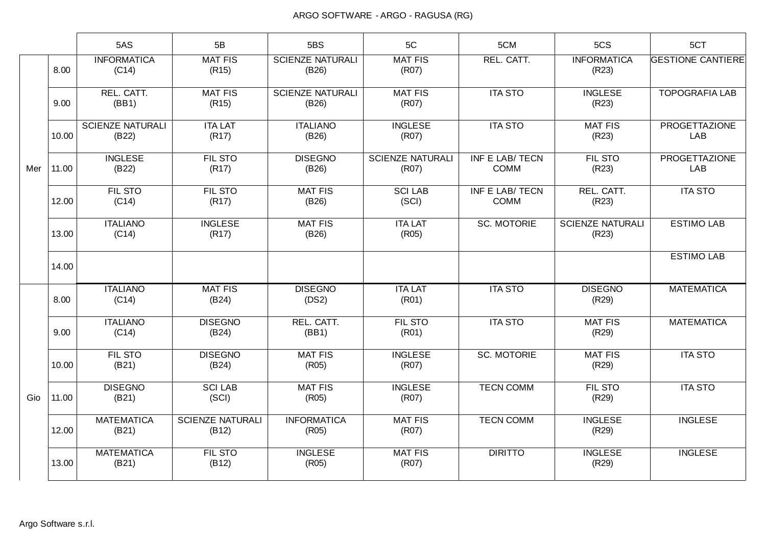ARGO SOFTWARE - ARGO - RAGUSA (RG)

| | | 5AS | 5B | 5BS | 5C | 5CM | 5CS | 5CT |
|---|---|---|---|---|---|---|---|---|
| Mer | 8.00 | INFORMATICA (C14) | MAT FIS (R15) | SCIENZE NATURALI (B26) | MAT FIS (R07) | REL. CATT. | INFORMATICA (R23) | GESTIONE CANTIERE |
| | 9.00 | REL. CATT. (BB1) | MAT FIS (R15) | SCIENZE NATURALI (B26) | MAT FIS (R07) | ITA STO | INGLESE (R23) | TOPOGRAFIA LAB |
| | 10.00 | SCIENZE NATURALI (B22) | ITA LAT (R17) | ITALIANO (B26) | INGLESE (R07) | ITA STO | MAT FIS (R23) | PROGETTAZIONE LAB |
| | 11.00 | INGLESE (B22) | FIL STO (R17) | DISEGNO (B26) | SCIENZE NATURALI (R07) | INF E LAB/ TECN COMM | FIL STO (R23) | PROGETTAZIONE LAB |
| | 12.00 | FIL STO (C14) | FIL STO (R17) | MAT FIS (B26) | SCI LAB (SCI) | INF E LAB/ TECN COMM | REL. CATT. (R23) | ITA STO |
| | 13.00 | ITALIANO (C14) | INGLESE (R17) | MAT FIS (B26) | ITA LAT (R05) | SC. MOTORIE | SCIENZE NATURALI (R23) | ESTIMO LAB |
| | 14.00 | | | | | | | ESTIMO LAB |
| Gio | 8.00 | ITALIANO (C14) | MAT FIS (B24) | DISEGNO (DS2) | ITA LAT (R01) | ITA STO | DISEGNO (R29) | MATEMATICA |
| | 9.00 | ITALIANO (C14) | DISEGNO (B24) | REL. CATT. (BB1) | FIL STO (R01) | ITA STO | MAT FIS (R29) | MATEMATICA |
| | 10.00 | FIL STO (B21) | DISEGNO (B24) | MAT FIS (R05) | INGLESE (R07) | SC. MOTORIE | MAT FIS (R29) | ITA STO |
| | 11.00 | DISEGNO (B21) | SCI LAB (SCI) | MAT FIS (R05) | INGLESE (R07) | TECN COMM | FIL STO (R29) | ITA STO |
| | 12.00 | MATEMATICA (B21) | SCIENZE NATURALI (B12) | INFORMATICA (R05) | MAT FIS (R07) | TECN COMM | INGLESE (R29) | INGLESE |
| | 13.00 | MATEMATICA (B21) | FIL STO (B12) | INGLESE (R05) | MAT FIS (R07) | DIRITTO | INGLESE (R29) | INGLESE |

Argo Software s.r.l.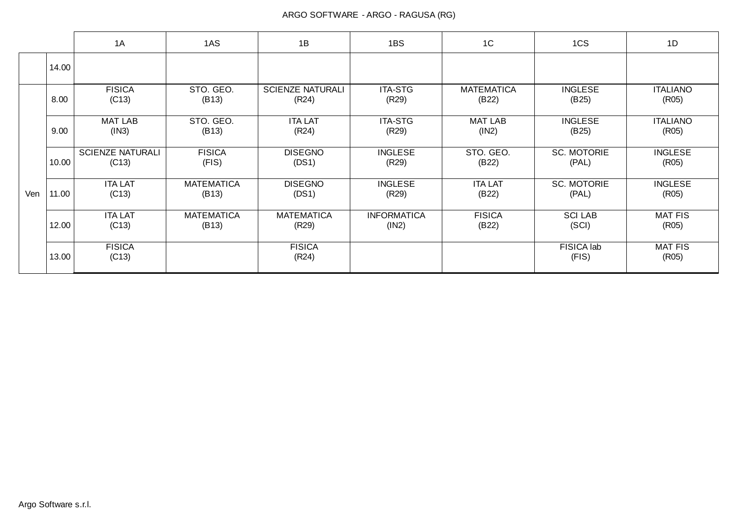ARGO SOFTWARE - ARGO - RAGUSA (RG)

| | | 1A | 1AS | 1B | 1BS | 1C | 1CS | 1D |
|---|---|---|---|---|---|---|---|---|
| | 14.00 | | | | | | | |
| Ven | 8.00 | FISICA (C13) | STO. GEO. (B13) | SCIENZE NATURALI (R24) | ITA-STG (R29) | MATEMATICA (B22) | INGLESE (B25) | ITALIANO (R05) |
| | 9.00 | MAT LAB (IN3) | STO. GEO. (B13) | ITA LAT (R24) | ITA-STG (R29) | MAT LAB (IN2) | INGLESE (B25) | ITALIANO (R05) |
| | 10.00 | SCIENZE NATURALI (C13) | FISICA (FIS) | DISEGNO (DS1) | INGLESE (R29) | STO. GEO. (B22) | SC. MOTORIE (PAL) | INGLESE (R05) |
| | 11.00 | ITA LAT (C13) | MATEMATICA (B13) | DISEGNO (DS1) | INGLESE (R29) | ITA LAT (B22) | SC. MOTORIE (PAL) | INGLESE (R05) |
| | 12.00 | ITA LAT (C13) | MATEMATICA (B13) | MATEMATICA (R29) | INFORMATICA (IN2) | FISICA (B22) | SCI LAB (SCI) | MAT FIS (R05) |
| | 13.00 | FISICA (C13) | | FISICA (R24) | | | FISICA lab (FIS) | MAT FIS (R05) |

Argo Software s.r.l.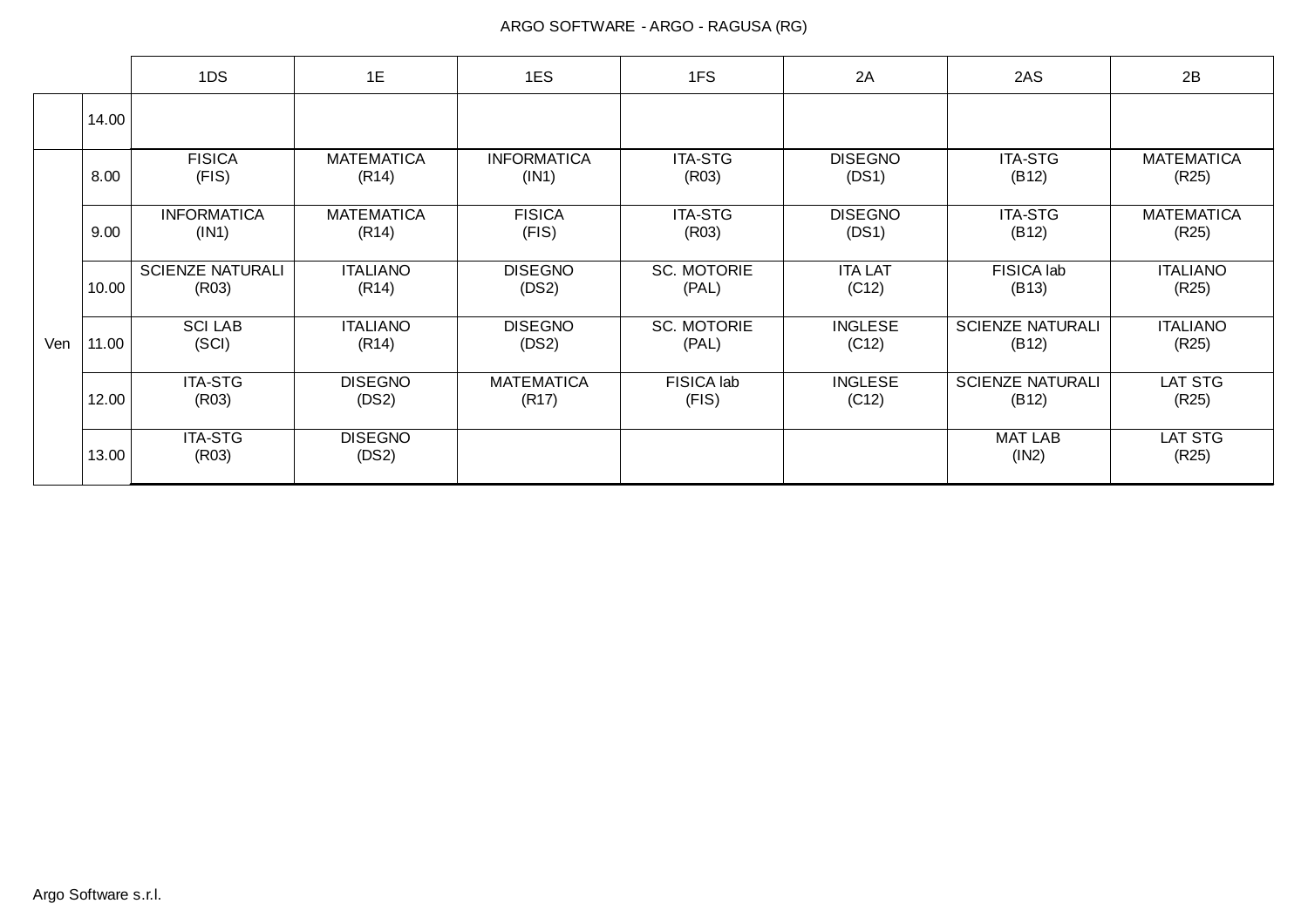ARGO SOFTWARE - ARGO - RAGUSA (RG)

| | | 1DS | 1E | 1ES | 1FS | 2A | 2AS | 2B |
|---|---|---|---|---|---|---|---|---|
| | 14.00 | | | | | | | |
| Ven | 8.00 | FISICA (FIS) | MATEMATICA (R14) | INFORMATICA (IN1) | ITA-STG (R03) | DISEGNO (DS1) | ITA-STG (B12) | MATEMATICA (R25) |
| | 9.00 | INFORMATICA (IN1) | MATEMATICA (R14) | FISICA (FIS) | ITA-STG (R03) | DISEGNO (DS1) | ITA-STG (B12) | MATEMATICA (R25) |
| | 10.00 | SCIENZE NATURALI (R03) | ITALIANO (R14) | DISEGNO (DS2) | SC. MOTORIE (PAL) | ITA LAT (C12) | FISICA lab (B13) | ITALIANO (R25) |
| | 11.00 | SCI LAB (SCI) | ITALIANO (R14) | DISEGNO (DS2) | SC. MOTORIE (PAL) | INGLESE (C12) | SCIENZE NATURALI (B12) | ITALIANO (R25) |
| | 12.00 | ITA-STG (R03) | DISEGNO (DS2) | MATEMATICA (R17) | FISICA lab (FIS) | INGLESE (C12) | SCIENZE NATURALI (B12) | LAT STG (R25) |
| | 13.00 | ITA-STG (R03) | DISEGNO (DS2) | | | | MAT LAB (IN2) | LAT STG (R25) |

Argo Software s.r.l.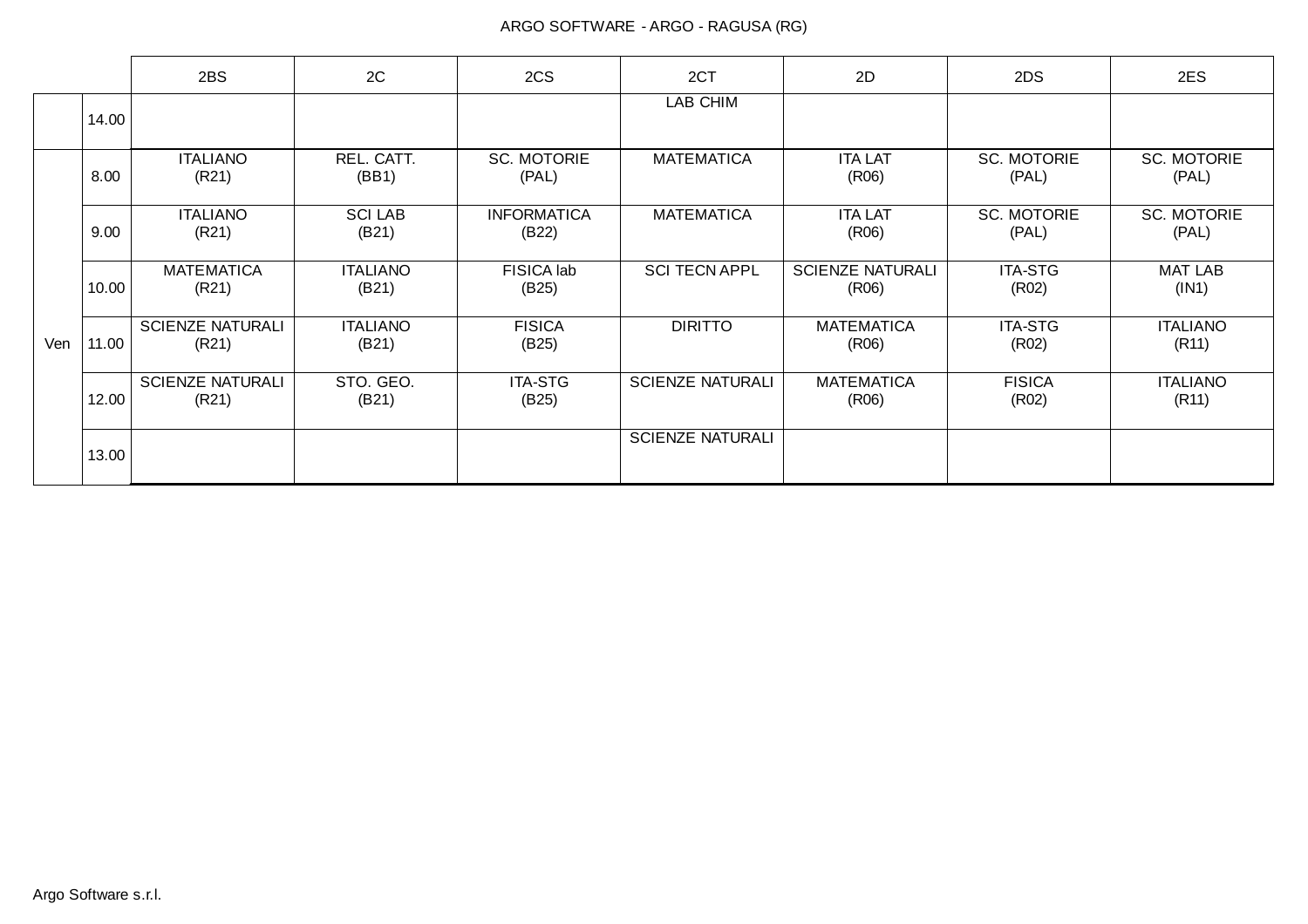ARGO SOFTWARE - ARGO - RAGUSA (RG)

| | | 2BS | 2C | 2CS | 2CT | 2D | 2DS | 2ES |
|---|---|---|---|---|---|---|---|---|
| | 14.00 | | | | LAB CHIM | | | |
| Ven | 8.00 | ITALIANO (R21) | REL. CATT. (BB1) | SC. MOTORIE (PAL) | MATEMATICA | ITA LAT (R06) | SC. MOTORIE (PAL) | SC. MOTORIE (PAL) |
| | 9.00 | ITALIANO (R21) | SCI LAB (B21) | INFORMATICA (B22) | MATEMATICA | ITA LAT (R06) | SC. MOTORIE (PAL) | SC. MOTORIE (PAL) |
| | 10.00 | MATEMATICA (R21) | ITALIANO (B21) | FISICA lab (B25) | SCI TECN APPL | SCIENZE NATURALI (R06) | ITA-STG (R02) | MAT LAB (IN1) |
| | 11.00 | SCIENZE NATURALI (R21) | ITALIANO (B21) | FISICA (B25) | DIRITTO | MATEMATICA (R06) | ITA-STG (R02) | ITALIANO (R11) |
| | 12.00 | SCIENZE NATURALI (R21) | STO. GEO. (B21) | ITA-STG (B25) | SCIENZE NATURALI | MATEMATICA (R06) | FISICA (R02) | ITALIANO (R11) |
| | 13.00 | | | | SCIENZE NATURALI | | | |

Argo Software s.r.l.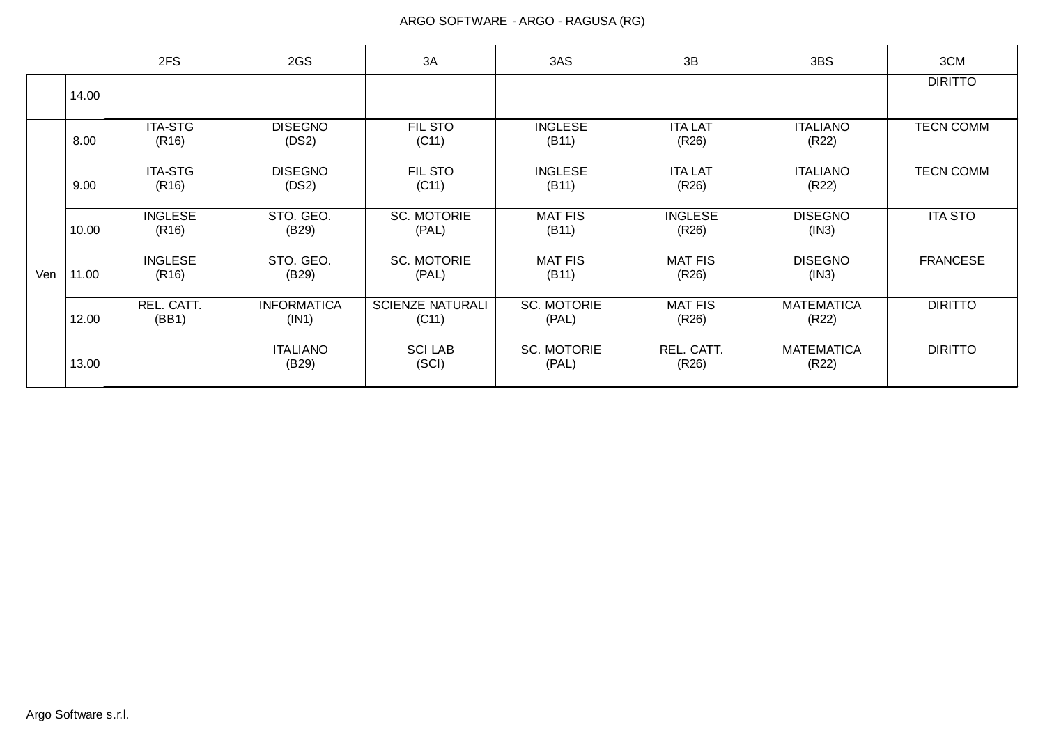ARGO SOFTWARE - ARGO - RAGUSA (RG)

| | | 2FS | 2GS | 3A | 3AS | 3B | 3BS | 3CM |
|---|---|---|---|---|---|---|---|---|
| | 14.00 | | | | | | | DIRITTO |
| Ven | 8.00 | ITA-STG (R16) | DISEGNO (DS2) | FIL STO (C11) | INGLESE (B11) | ITA LAT (R26) | ITALIANO (R22) | TECN COMM |
| | 9.00 | ITA-STG (R16) | DISEGNO (DS2) | FIL STO (C11) | INGLESE (B11) | ITA LAT (R26) | ITALIANO (R22) | TECN COMM |
| | 10.00 | INGLESE (R16) | STO. GEO. (B29) | SC. MOTORIE (PAL) | MAT FIS (B11) | INGLESE (R26) | DISEGNO (IN3) | ITA STO |
| | 11.00 | INGLESE (R16) | STO. GEO. (B29) | SC. MOTORIE (PAL) | MAT FIS (B11) | MAT FIS (R26) | DISEGNO (IN3) | FRANCESE |
| | 12.00 | REL. CATT. (BB1) | INFORMATICA (IN1) | SCIENZE NATURALI (C11) | SC. MOTORIE (PAL) | MAT FIS (R26) | MATEMATICA (R22) | DIRITTO |
| | 13.00 | | ITALIANO (B29) | SCI LAB (SCI) | SC. MOTORIE (PAL) | REL. CATT. (R26) | MATEMATICA (R22) | DIRITTO |

Argo Software s.r.l.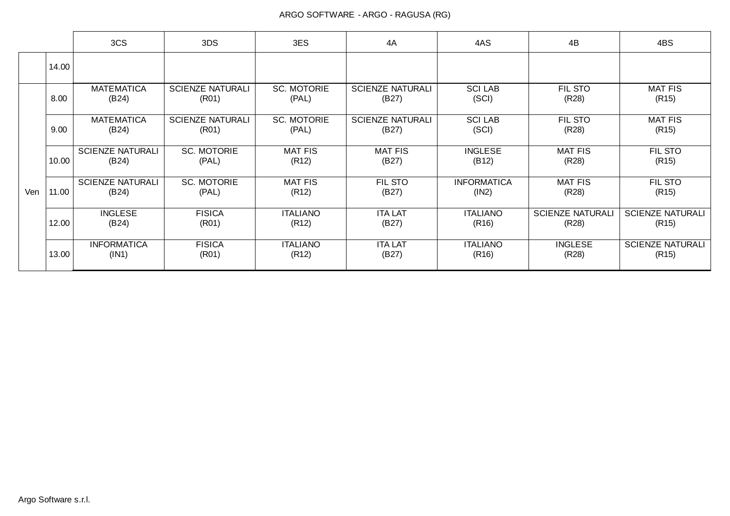ARGO SOFTWARE - ARGO - RAGUSA (RG)

| | | 3CS | 3DS | 3ES | 4A | 4AS | 4B | 4BS |
|---|---|---|---|---|---|---|---|---|
| | 14.00 | | | | | | | |
| Ven | 8.00 | MATEMATICA (B24) | SCIENZE NATURALI (R01) | SC. MOTORIE (PAL) | SCIENZE NATURALI (B27) | SCI LAB (SCI) | FIL STO (R28) | MAT FIS (R15) |
| | 9.00 | MATEMATICA (B24) | SCIENZE NATURALI (R01) | SC. MOTORIE (PAL) | SCIENZE NATURALI (B27) | SCI LAB (SCI) | FIL STO (R28) | MAT FIS (R15) |
| | 10.00 | SCIENZE NATURALI (B24) | SC. MOTORIE (PAL) | MAT FIS (R12) | MAT FIS (B27) | INGLESE (B12) | MAT FIS (R28) | FIL STO (R15) |
| | 11.00 | SCIENZE NATURALI (B24) | SC. MOTORIE (PAL) | MAT FIS (R12) | FIL STO (B27) | INFORMATICA (IN2) | MAT FIS (R28) | FIL STO (R15) |
| | 12.00 | INGLESE (B24) | FISICA (R01) | ITALIANO (R12) | ITA LAT (B27) | ITALIANO (R16) | SCIENZE NATURALI (R28) | SCIENZE NATURALI (R15) |
| | 13.00 | INFORMATICA (IN1) | FISICA (R01) | ITALIANO (R12) | ITA LAT (B27) | ITALIANO (R16) | INGLESE (R28) | SCIENZE NATURALI (R15) |

Argo Software s.r.l.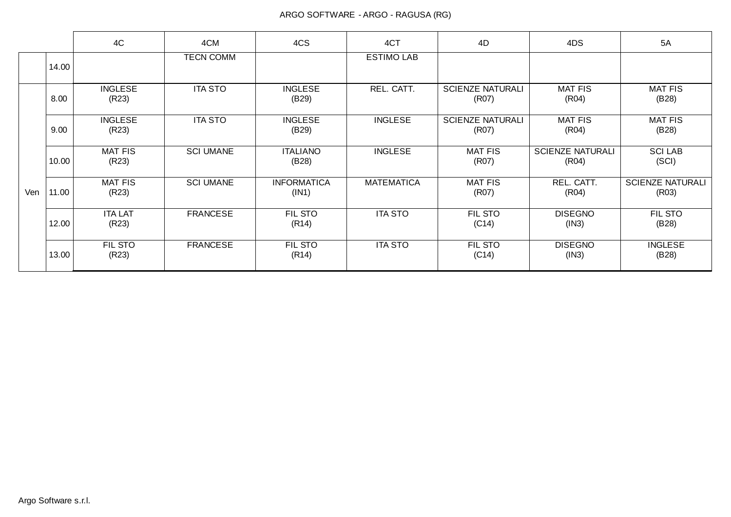ARGO SOFTWARE - ARGO - RAGUSA (RG)

| | | 4C | 4CM | 4CS | 4CT | 4D | 4DS | 5A |
|---|---|---|---|---|---|---|---|---|
| | 14.00 | | TECN COMM | | ESTIMO LAB | | | |
| Ven | 8.00 | INGLESE (R23) | ITA STO | INGLESE (B29) | REL. CATT. | SCIENZE NATURALI (R07) | MAT FIS (R04) | MAT FIS (B28) |
| | 9.00 | INGLESE (R23) | ITA STO | INGLESE (B29) | INGLESE | SCIENZE NATURALI (R07) | MAT FIS (R04) | MAT FIS (B28) |
| | 10.00 | MAT FIS (R23) | SCI UMANE | ITALIANO (B28) | INGLESE | MAT FIS (R07) | SCIENZE NATURALI (R04) | SCI LAB (SCI) |
| | 11.00 | MAT FIS (R23) | SCI UMANE | INFORMATICA (IN1) | MATEMATICA | MAT FIS (R07) | REL. CATT. (R04) | SCIENZE NATURALI (R03) |
| | 12.00 | ITA LAT (R23) | FRANCESE | FIL STO (R14) | ITA STO | FIL STO (C14) | DISEGNO (IN3) | FIL STO (B28) |
| | 13.00 | FIL STO (R23) | FRANCESE | FIL STO (R14) | ITA STO | FIL STO (C14) | DISEGNO (IN3) | INGLESE (B28) |

Argo Software s.r.l.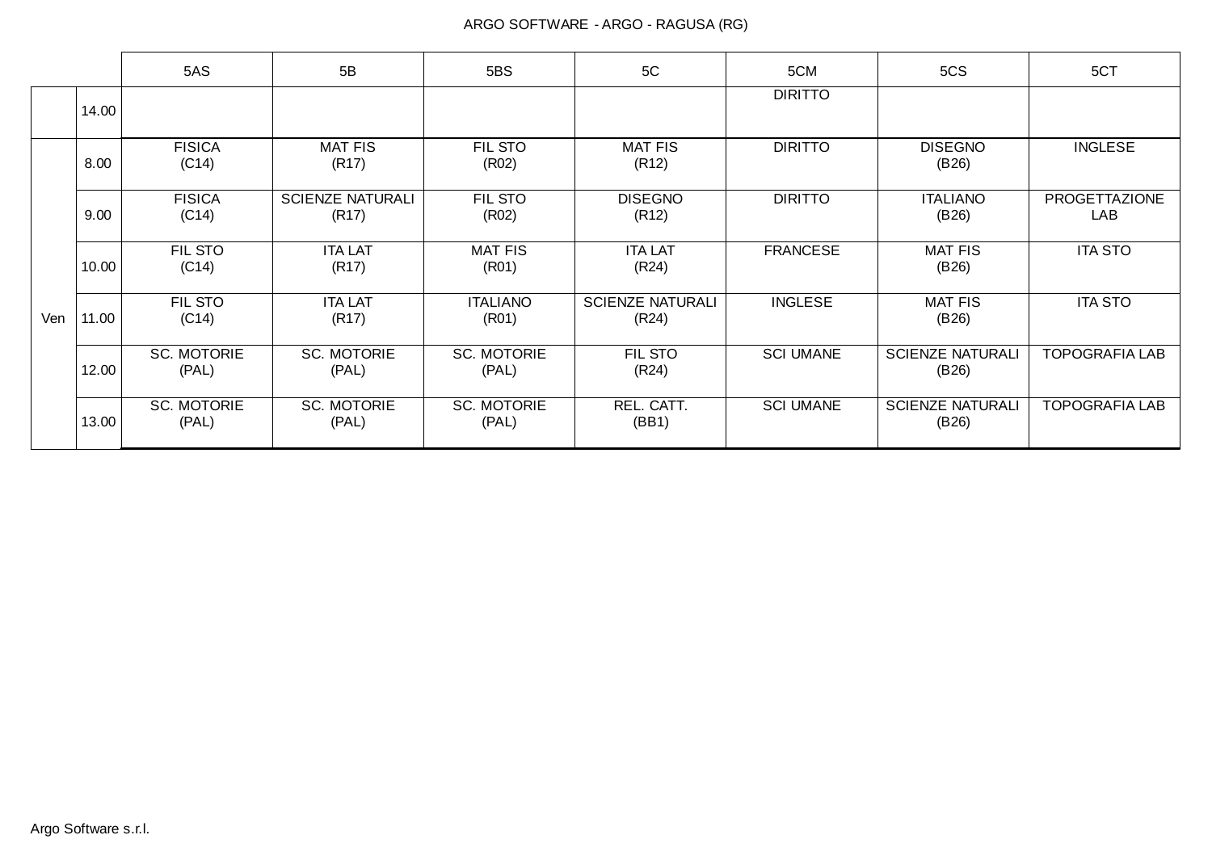ARGO SOFTWARE - ARGO - RAGUSA (RG)

| | | 5AS | 5B | 5BS | 5C | 5CM | 5CS | 5CT |
|---|---|---|---|---|---|---|---|---|
| | 14.00 | | | | | DIRITTO | | |
| Ven | 8.00 | FISICA (C14) | MAT FIS (R17) | FIL STO (R02) | MAT FIS (R12) | DIRITTO | DISEGNO (B26) | INGLESE |
| | 9.00 | FISICA (C14) | SCIENZE NATURALI (R17) | FIL STO (R02) | DISEGNO (R12) | DIRITTO | ITALIANO (B26) | PROGETTAZIONE LAB |
| | 10.00 | FIL STO (C14) | ITA LAT (R17) | MAT FIS (R01) | ITA LAT (R24) | FRANCESE | MAT FIS (B26) | ITA STO |
| | 11.00 | FIL STO (C14) | ITA LAT (R17) | ITALIANO (R01) | SCIENZE NATURALI (R24) | INGLESE | MAT FIS (B26) | ITA STO |
| | 12.00 | SC. MOTORIE (PAL) | SC. MOTORIE (PAL) | SC. MOTORIE (PAL) | FIL STO (R24) | SCI UMANE | SCIENZE NATURALI (B26) | TOPOGRAFIA LAB |
| | 13.00 | SC. MOTORIE (PAL) | SC. MOTORIE (PAL) | SC. MOTORIE (PAL) | REL. CATT. (BB1) | SCI UMANE | SCIENZE NATURALI (B26) | TOPOGRAFIA LAB |

Argo Software s.r.l.